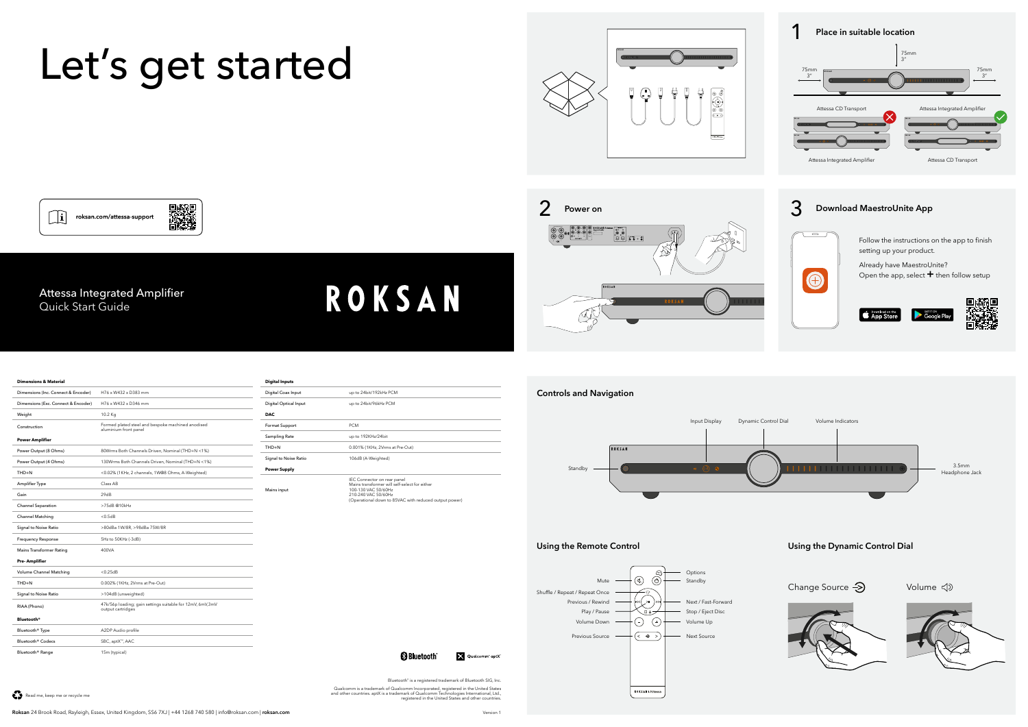# Let's get started

roksan.com/attessa-support

**ROKSAN**

Attessa Integrated Amplifier
Quick Start Guide

## 1 Place in suitable location

75mm
3"

Attessa CD Transport

Attessa Integrated Amplifier

Attessa Integrated Amplifier

Attessa CD Transport

## 2 Power on

## 3 Download MaestroUnite App

Follow the instructions on the app to finish setting up your product.

Already have MaestroUnite?
Open the app, select + then follow setup

App Store

Google Play

| Dimensions & Material | |
|---|---|
| Dimensions (Inc. Connect & Encoder) | H76 x W432 x D383 mm |
| Dimensions (Exc. Connect & Encoder) | H76 x W432 x D346 mm |
| Weight | 10.2 Kg |
| Construction | Formed plated steel and bespoke machined anodised aluminium front panel |
| **Power Amplifier** | |
| Power Output (8 Ohms) | 80Wrms Both Channels Driven, Nominal (THD+N <1%) |
| Power Output (4 Ohms) | 130Wrms Both Channels Driven, Nominal (THD+N <1%) |
| THD+N | <0.02% (1KHz, 2 channels, 1W@8 Ohms, A-Weighted) |
| Amplifier Type | Class AB |
| Gain | 29dB |
| Channel Separation | >75dB @10kHz |
| Channel Matching | <0.5dB |
| Signal to Noise Ratio | >80dBa 1W/8R, >98dBa 75W/8R |
| Frequency Response | 5Hz to 50KHz (-3dB) |
| Mains Transformer Rating | 400VA |
| **Pre- Amplifier** | |
| Volume Channel Matching | <0.25dB |
| THD+N | 0.002% (1KHz, 2Vrms at Pre-Out) |
| Signal to Noise Ratio | >104dB (unweighted) |
| RIAA (Phono) | 47k/56p loading; gain settings suitable for 12mV, 6mV,3mV output cartridges |
| **Bluetooth®** | |
| Bluetooth® Type | A2DP Audio profile |
| Bluetooth® Codecs | SBC, aptX™, AAC |
| Bluetooth® Range | 15m (typical) |

| Digital Inputs | |
|---|---|
| Digital Coax Input | up to 24bit/192kHz PCM |
| Digital Optical Input | up to 24bit/96kHz PCM |
| **DAC** | |
| Format Support | PCM |
| Sampling Rate | up to 192KHz/24bit |
| THD+N | 0.001% (1KHz, 2Vrms at Pre-Out) |
| Signal to Noise Ratio | 106dB (A-Weighted) |
| **Power Supply** | |
| Mains input | IEC Connector on rear panel<br>Mains transformer will self-select for either<br>100-130 VAC 50/60Hz<br>210-240 VAC 50/60Hz<br>(Operational down to 85VAC with reduced output power) |

Bluetooth® is a registered trademark of Bluetooth SIG, Inc.

Qualcomm is a trademark of Qualcomm Incorporated, registered in the United States and other countries. aptX is a trademark of Qualcomm Technologies International, Ltd., registered in the United States and other countries.

Read me, keep me or recycle me

**Roksan** 24 Brook Road, Rayleigh, Essex, United Kingdom, SS6 7XJ | +44 1268 740 580 | info@roksan.com | **roksan.com**

Version 1

## Controls and Navigation

- Standby
- Input Display
- Dynamic Control Dial
- Volume Indicators
- 3.5mm Headphone Jack

## Using the Remote Control

- Mute
- Shuffle / Repeat / Repeat Once
- Previous / Rewind
- Play / Pause
- Volume Down
- Previous Source
- Options
- Standby
- Next / Fast-Forward
- Stop / Eject Disc
- Volume Up
- Next Source

## Using the Dynamic Control Dial

Change Source

Volume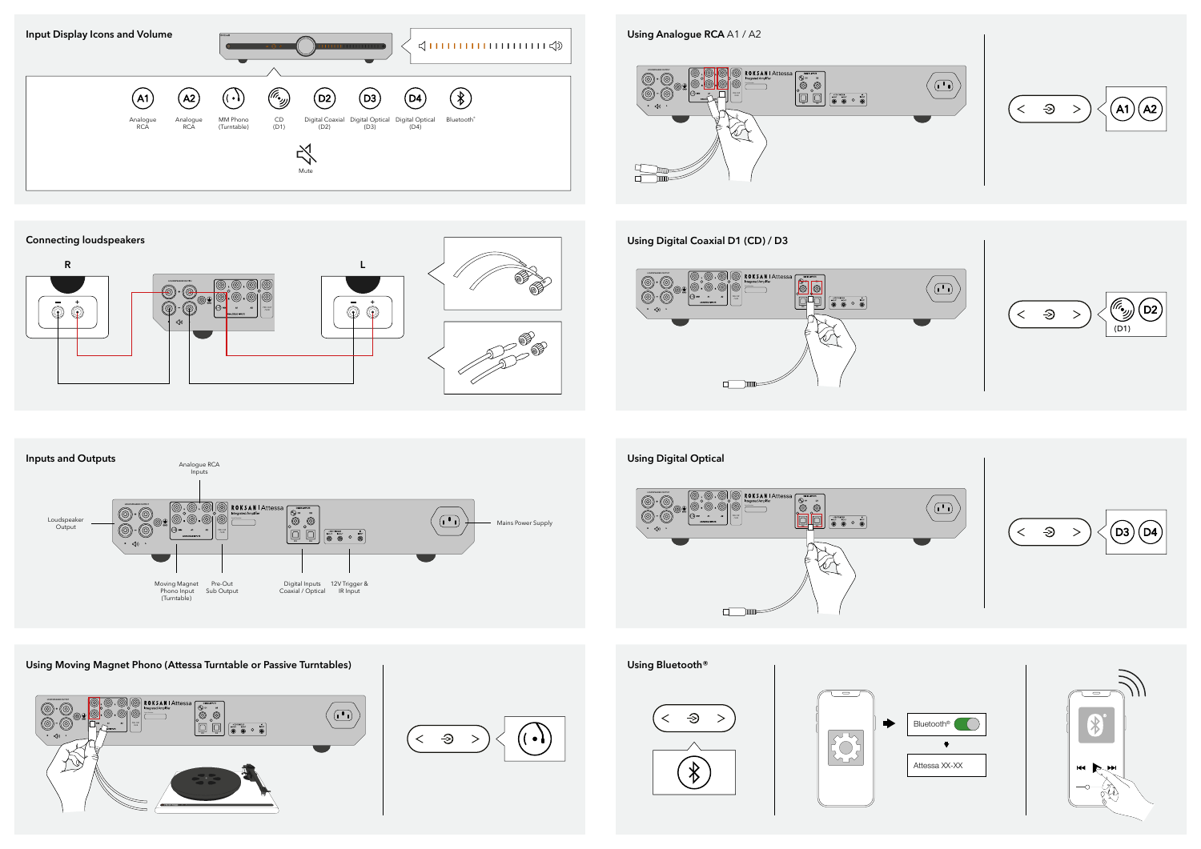## Input Display Icons and Volume

A1
Analogue RCA

A2
Analogue RCA

MM Phono (Turntable)

CD (D1)

D2
Digital Coaxial (D2)

D3
Digital Optical (D3)

D4
Digital Optical (D4)

Bluetooth®

Mute

## Using Analogue RCA A1 / A2

A1 A2

## Connecting loudspeakers

R

L

## Using Digital Coaxial D1 (CD) / D3

D2

(D1)

## Inputs and Outputs

Analogue RCA Inputs

Loudspeaker Output

Mains Power Supply

Moving Magnet Phono Input (Turntable)

Pre-Out Sub Output

Digital Inputs Coaxial / Optical

12V Trigger & IR Input

## Using Digital Optical

D3 D4

## Using Moving Magnet Phono (Attessa Turntable or Passive Turntables)

## Using Bluetooth®

Bluetooth®

Attessa XX-XX